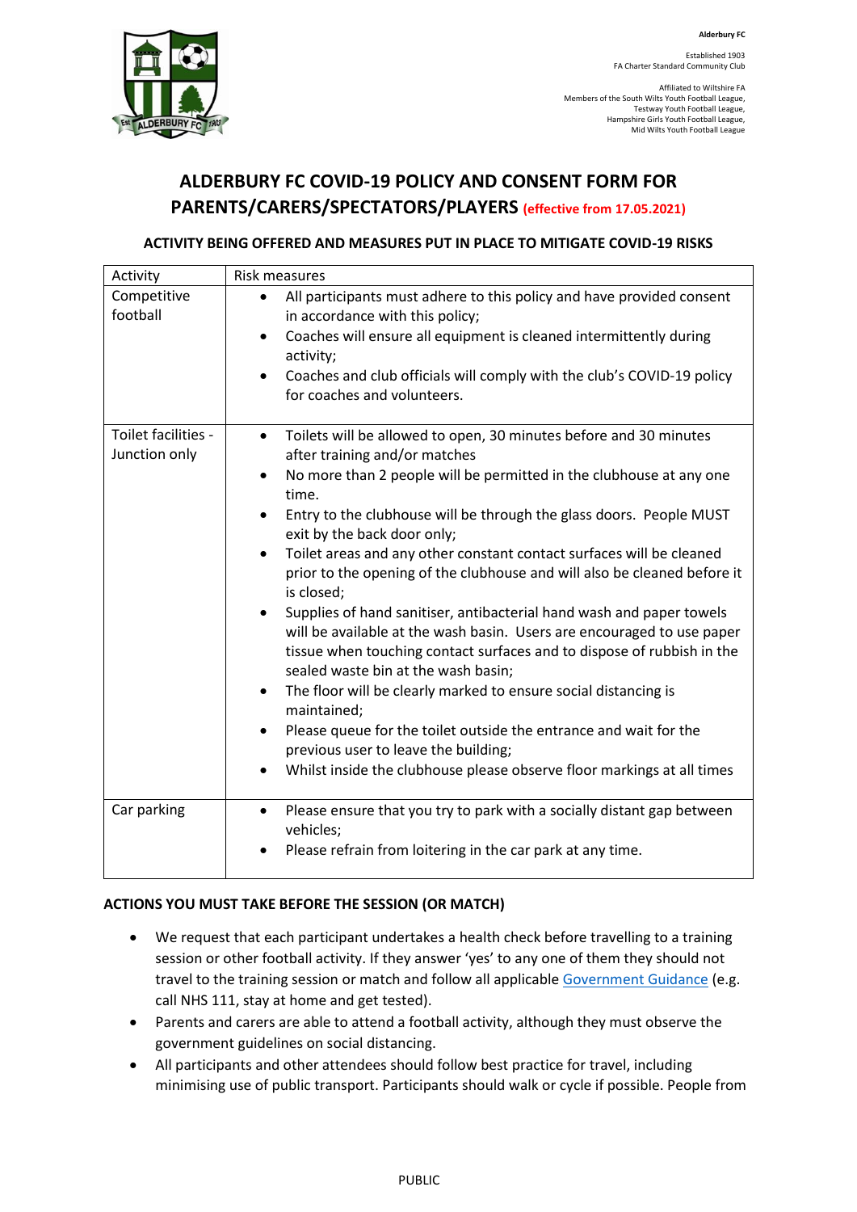Alderbury FC

Established 1903
FA Charter Standard Community Club

Affiliated to Wiltshire FA
Members of the South Wilts Youth Football League,
Testway Youth Football League,
Hampshire Girls Youth Football League,
Mid Wilts Youth Football League

# ALDERBURY FC COVID-19 POLICY AND CONSENT FORM FOR PARENTS/CARERS/SPECTATORS/PLAYERS (effective from 17.05.2021)

### ACTIVITY BEING OFFERED AND MEASURES PUT IN PLACE TO MITIGATE COVID-19 RISKS

| Activity | Risk measures |
|---|---|
| Competitive football | • All participants must adhere to this policy and have provided consent in accordance with this policy;<br>• Coaches will ensure all equipment is cleaned intermittently during activity;<br>• Coaches and club officials will comply with the club's COVID-19 policy for coaches and volunteers. |
| Toilet facilities - Junction only | • Toilets will be allowed to open, 30 minutes before and 30 minutes after training and/or matches<br>• No more than 2 people will be permitted in the clubhouse at any one time.<br>• Entry to the clubhouse will be through the glass doors. People MUST exit by the back door only;<br>• Toilet areas and any other constant contact surfaces will be cleaned prior to the opening of the clubhouse and will also be cleaned before it is closed;<br>• Supplies of hand sanitiser, antibacterial hand wash and paper towels will be available at the wash basin. Users are encouraged to use paper tissue when touching contact surfaces and to dispose of rubbish in the sealed waste bin at the wash basin;<br>• The floor will be clearly marked to ensure social distancing is maintained;<br>• Please queue for the toilet outside the entrance and wait for the previous user to leave the building;<br>• Whilst inside the clubhouse please observe floor markings at all times |
| Car parking | • Please ensure that you try to park with a socially distant gap between vehicles;<br>• Please refrain from loitering in the car park at any time. |

### ACTIONS YOU MUST TAKE BEFORE THE SESSION (OR MATCH)

- We request that each participant undertakes a health check before travelling to a training session or other football activity. If they answer 'yes' to any one of them they should not travel to the training session or match and follow all applicable Government Guidance (e.g. call NHS 111, stay at home and get tested).
- Parents and carers are able to attend a football activity, although they must observe the government guidelines on social distancing.
- All participants and other attendees should follow best practice for travel, including minimising use of public transport. Participants should walk or cycle if possible. People from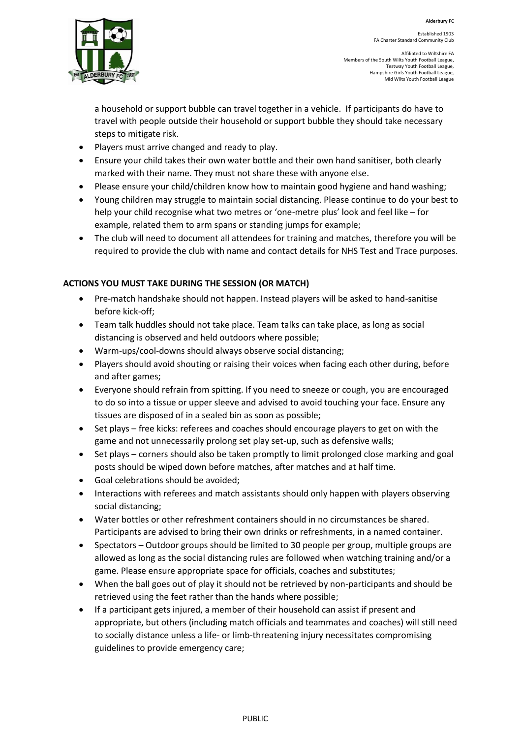a household or support bubble can travel together in a vehicle. If participants do have to travel with people outside their household or support bubble they should take necessary steps to mitigate risk.

- Players must arrive changed and ready to play.
- Ensure your child takes their own water bottle and their own hand sanitiser, both clearly marked with their name. They must not share these with anyone else.
- Please ensure your child/children know how to maintain good hygiene and hand washing;
- Young children may struggle to maintain social distancing. Please continue to do your best to help your child recognise what two metres or 'one-metre plus' look and feel like – for example, related them to arm spans or standing jumps for example;
- The club will need to document all attendees for training and matches, therefore you will be required to provide the club with name and contact details for NHS Test and Trace purposes.

**ACTIONS YOU MUST TAKE DURING THE SESSION (OR MATCH)**

- Pre-match handshake should not happen. Instead players will be asked to hand-sanitise before kick-off;
- Team talk huddles should not take place. Team talks can take place, as long as social distancing is observed and held outdoors where possible;
- Warm-ups/cool-downs should always observe social distancing;
- Players should avoid shouting or raising their voices when facing each other during, before and after games;
- Everyone should refrain from spitting. If you need to sneeze or cough, you are encouraged to do so into a tissue or upper sleeve and advised to avoid touching your face. Ensure any tissues are disposed of in a sealed bin as soon as possible;
- Set plays – free kicks: referees and coaches should encourage players to get on with the game and not unnecessarily prolong set play set-up, such as defensive walls;
- Set plays – corners should also be taken promptly to limit prolonged close marking and goal posts should be wiped down before matches, after matches and at half time.
- Goal celebrations should be avoided;
- Interactions with referees and match assistants should only happen with players observing social distancing;
- Water bottles or other refreshment containers should in no circumstances be shared. Participants are advised to bring their own drinks or refreshments, in a named container.
- Spectators – Outdoor groups should be limited to 30 people per group, multiple groups are allowed as long as the social distancing rules are followed when watching training and/or a game. Please ensure appropriate space for officials, coaches and substitutes;
- When the ball goes out of play it should not be retrieved by non-participants and should be retrieved using the feet rather than the hands where possible;
- If a participant gets injured, a member of their household can assist if present and appropriate, but others (including match officials and teammates and coaches) will still need to socially distance unless a life- or limb-threatening injury necessitates compromising guidelines to provide emergency care;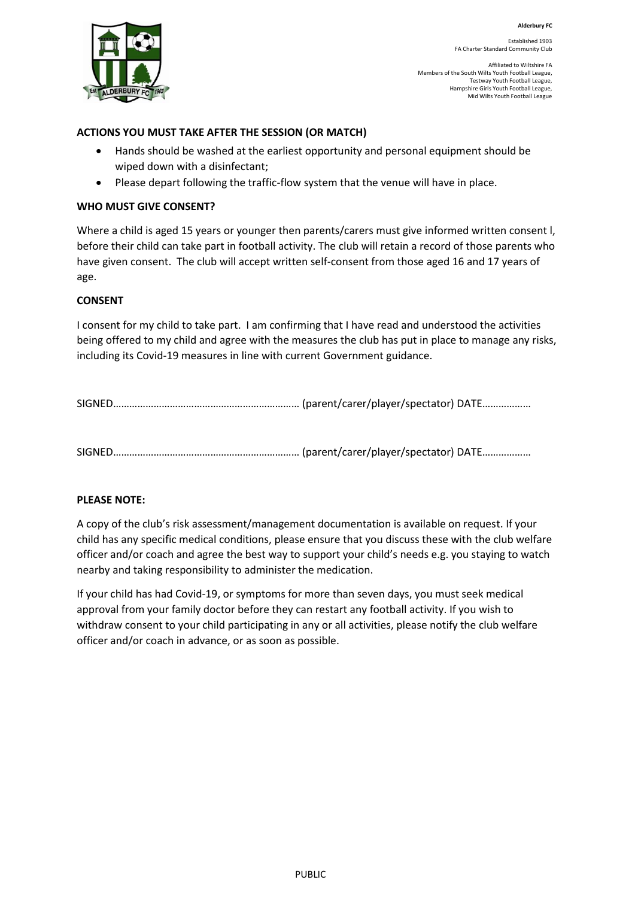**Alderbury FC**

Established 1903
FA Charter Standard Community Club

Affiliated to Wiltshire FA
Members of the South Wilts Youth Football League,
Testway Youth Football League,
Hampshire Girls Youth Football League,
Mid Wilts Youth Football League

**ACTIONS YOU MUST TAKE AFTER THE SESSION (OR MATCH)**

- Hands should be washed at the earliest opportunity and personal equipment should be wiped down with a disinfectant;
- Please depart following the traffic-flow system that the venue will have in place.

**WHO MUST GIVE CONSENT?**

Where a child is aged 15 years or younger then parents/carers must give informed written consent l, before their child can take part in football activity. The club will retain a record of those parents who have given consent. The club will accept written self-consent from those aged 16 and 17 years of age.

**CONSENT**

I consent for my child to take part. I am confirming that I have read and understood the activities being offered to my child and agree with the measures the club has put in place to manage any risks, including its Covid-19 measures in line with current Government guidance.

SIGNED…………………………………………………………… (parent/carer/player/spectator) DATE………………

SIGNED…………………………………………………………… (parent/carer/player/spectator) DATE………………

**PLEASE NOTE:**

A copy of the club's risk assessment/management documentation is available on request. If your child has any specific medical conditions, please ensure that you discuss these with the club welfare officer and/or coach and agree the best way to support your child's needs e.g. you staying to watch nearby and taking responsibility to administer the medication.

If your child has had Covid-19, or symptoms for more than seven days, you must seek medical approval from your family doctor before they can restart any football activity. If you wish to withdraw consent to your child participating in any or all activities, please notify the club welfare officer and/or coach in advance, or as soon as possible.

PUBLIC